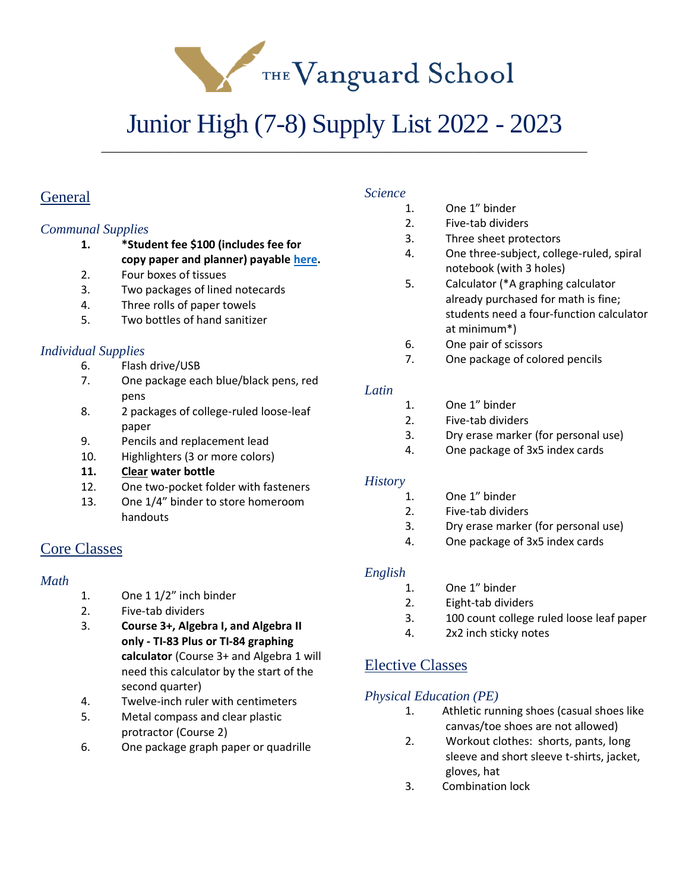THE Vanguard School

# Junior High (7-8) Supply List 2022 - 2023

## General

### *Communal Supplies*

1. **\*Student fee $100 (includes fee for copy paper and planner) payable here.**
2. Four boxes of tissues
3. Two packages of lined notecards
4. Three rolls of paper towels
5. Two bottles of hand sanitizer

### *Individual Supplies*

6. Flash drive/USB
7. One package each blue/black pens, red pens
8. 2 packages of college-ruled loose-leaf paper
9. Pencils and replacement lead
10. Highlighters (3 or more colors)
11. **Clear water bottle**
12. One two-pocket folder with fasteners
13. One 1/4" binder to store homeroom handouts

## Core Classes

### *Math*

1. One 1 1/2" inch binder
2. Five-tab dividers
3. **Course 3+, Algebra I, and Algebra II only - TI-83 Plus or TI-84 graphing calculator** (Course 3+ and Algebra 1 will need this calculator by the start of the second quarter)
4. Twelve-inch ruler with centimeters
5. Metal compass and clear plastic protractor (Course 2)
6. One package graph paper or quadrille

### *Science*

1. One 1" binder
2. Five-tab dividers
3. Three sheet protectors
4. One three-subject, college-ruled, spiral notebook (with 3 holes)
5. Calculator (*A graphing calculator already purchased for math is fine; students need a four-function calculator at minimum*)
6. One pair of scissors
7. One package of colored pencils

### *Latin*

1. One 1" binder
2. Five-tab dividers
3. Dry erase marker (for personal use)
4. One package of 3x5 index cards

### *History*

1. One 1" binder
2. Five-tab dividers
3. Dry erase marker (for personal use)
4. One package of 3x5 index cards

### *English*

1. One 1" binder
2. Eight-tab dividers
3. 100 count college ruled loose leaf paper
4. 2x2 inch sticky notes

## Elective Classes

### *Physical Education (PE)*

1. Athletic running shoes (casual shoes like canvas/toe shoes are not allowed)
2. Workout clothes: shorts, pants, long sleeve and short sleeve t-shirts, jacket, gloves, hat
3. Combination lock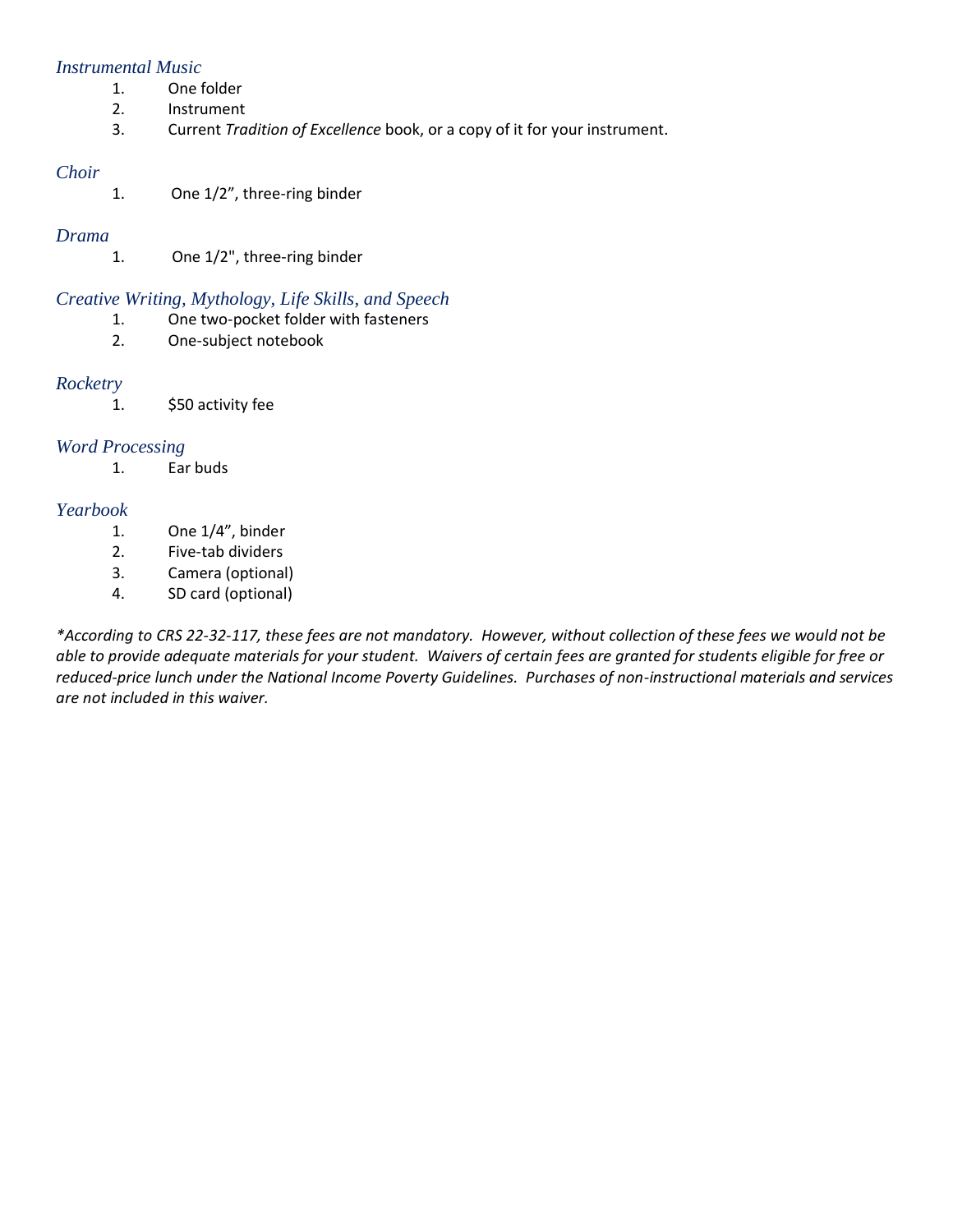### *Instrumental Music*

1. One folder
2. Instrument
3. Current *Tradition of Excellence* book, or a copy of it for your instrument.

### *Choir*

1. One 1/2”, three-ring binder

### *Drama*

1. One 1/2", three-ring binder

### *Creative Writing, Mythology, Life Skills, and Speech*

1. One two-pocket folder with fasteners
2. One-subject notebook

### *Rocketry*

1. $50 activity fee

### *Word Processing*

1. Ear buds

### *Yearbook*

1. One 1/4”, binder
2. Five-tab dividers
3. Camera (optional)
4. SD card (optional)

**According to CRS 22-32-117, these fees are not mandatory. However, without collection of these fees we would not be able to provide adequate materials for your student. Waivers of certain fees are granted for students eligible for free or reduced-price lunch under the National Income Poverty Guidelines. Purchases of non-instructional materials and services are not included in this waiver.*